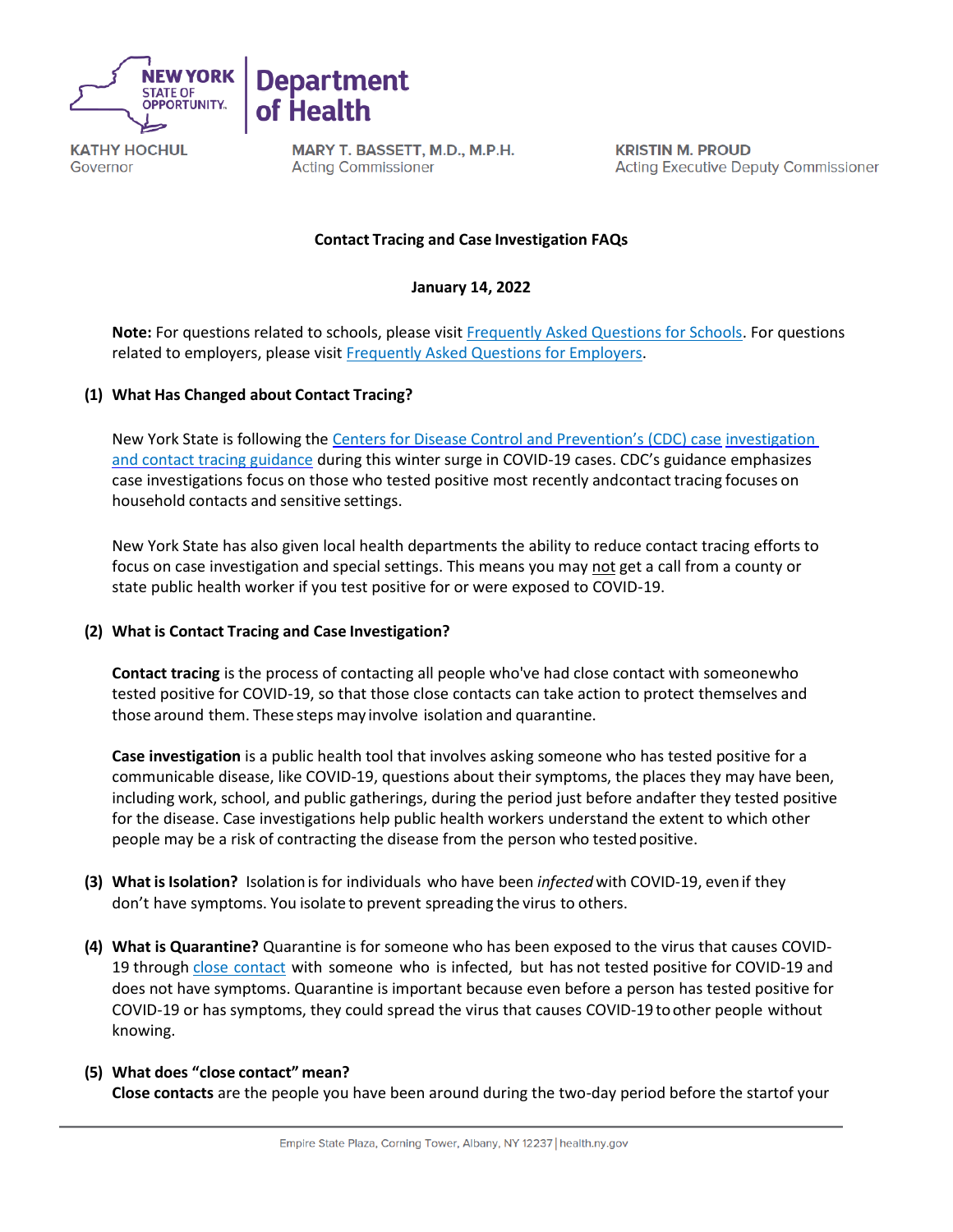**NEW YORK STATE OF OPPORTUNITY. | Department of Health**

**KATHY HOCHUL**
Governor

**MARY T. BASSETT, M.D., M.P.H.**
Acting Commissioner

**KRISTIN M. PROUD**
Acting Executive Deputy Commissioner

**Contact Tracing and Case Investigation FAQs**

**January 14, 2022**

**Note:** For questions related to schools, please visit Frequently Asked Questions for Schools. For questions related to employers, please visit Frequently Asked Questions for Employers.

**(1) What Has Changed about Contact Tracing?**

New York State is following the Centers for Disease Control and Prevention's (CDC) case investigation and contact tracing guidance during this winter surge in COVID-19 cases. CDC's guidance emphasizes case investigations focus on those who tested positive most recently andcontact tracing focuses on household contacts and sensitive settings.

New York State has also given local health departments the ability to reduce contact tracing efforts to focus on case investigation and special settings. This means you may not get a call from a county or state public health worker if you test positive for or were exposed to COVID-19.

**(2) What is Contact Tracing and Case Investigation?**

**Contact tracing** is the process of contacting all people who've had close contact with someonewho tested positive for COVID-19, so that those close contacts can take action to protect themselves and those around them. These steps may involve isolation and quarantine.

**Case investigation** is a public health tool that involves asking someone who has tested positive for a communicable disease, like COVID-19, questions about their symptoms, the places they may have been, including work, school, and public gatherings, during the period just before andafter they tested positive for the disease. Case investigations help public health workers understand the extent to which other people may be a risk of contracting the disease from the person who tested positive.

**(3) What is Isolation?** Isolation is for individuals who have been *infected* with COVID-19, even if they don't have symptoms. You isolate to prevent spreading the virus to others.

**(4) What is Quarantine?** Quarantine is for someone who has been exposed to the virus that causes COVID-19 through close contact with someone who is infected, but has not tested positive for COVID-19 and does not have symptoms. Quarantine is important because even before a person has tested positive for COVID-19 or has symptoms, they could spread the virus that causes COVID-19 to other people without knowing.

**(5) What does "close contact" mean?**
**Close contacts** are the people you have been around during the two-day period before the startof your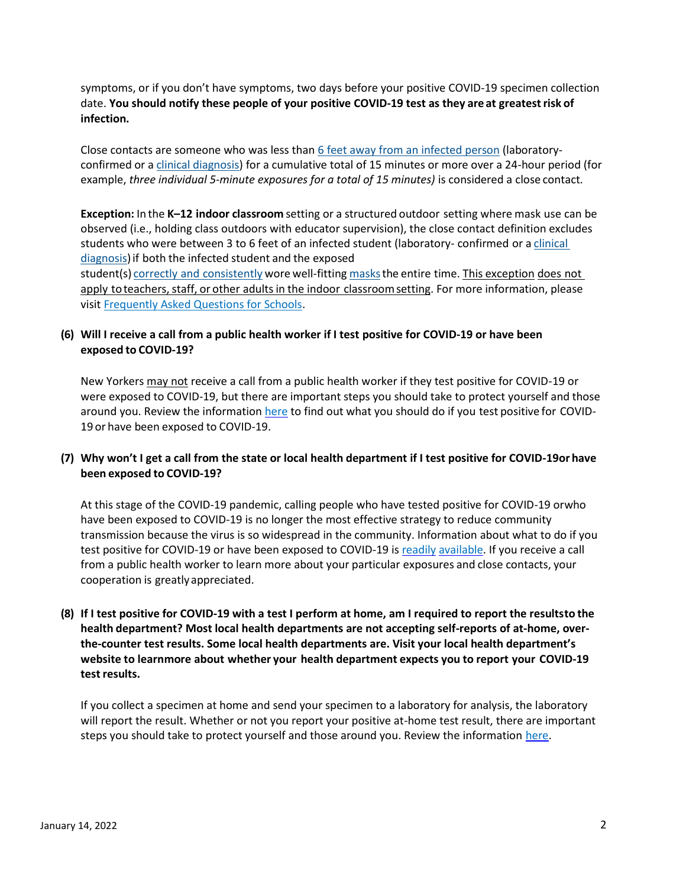symptoms, or if you don't have symptoms, two days before your positive COVID-19 specimen collection date. **You should notify these people of your positive COVID-19 test as they are at greatest risk of infection.**

Close contacts are someone who was less than 6 feet away from an infected person (laboratory-confirmed or a clinical diagnosis) for a cumulative total of 15 minutes or more over a 24-hour period (for example, *three individual 5-minute exposures for a total of 15 minutes)* is considered a close contact.

**Exception:** In the **K–12 indoor classroom** setting or a structured outdoor setting where mask use can be observed (i.e., holding class outdoors with educator supervision), the close contact definition excludes students who were between 3 to 6 feet of an infected student (laboratory- confirmed or a clinical diagnosis) if both the infected student and the exposed student(s) correctly and consistently wore well-fitting masks the entire time. This exception does not apply to teachers, staff, or other adults in the indoor classroom setting. For more information, please visit Frequently Asked Questions for Schools.

**(6) Will I receive a call from a public health worker if I test positive for COVID-19 or have been exposed to COVID-19?**

New Yorkers may not receive a call from a public health worker if they test positive for COVID-19 or were exposed to COVID-19, but there are important steps you should take to protect yourself and those around you. Review the information here to find out what you should do if you test positive for COVID-19 or have been exposed to COVID-19.

**(7) Why won't I get a call from the state or local health department if I test positive for COVID-19or have been exposed to COVID-19?**

At this stage of the COVID-19 pandemic, calling people who have tested positive for COVID-19 orwho have been exposed to COVID-19 is no longer the most effective strategy to reduce community transmission because the virus is so widespread in the community. Information about what to do if you test positive for COVID-19 or have been exposed to COVID-19 is readily available. If you receive a call from a public health worker to learn more about your particular exposures and close contacts, your cooperation is greatly appreciated.

**(8) If I test positive for COVID-19 with a test I perform at home, am I required to report the resultsto the health department? Most local health departments are not accepting self-reports of at-home, over-the-counter test results. Some local health departments are. Visit your local health department's website to learnmore about whether your health department expects you to report your COVID-19 test results.**

If you collect a specimen at home and send your specimen to a laboratory for analysis, the laboratory will report the result. Whether or not you report your positive at-home test result, there are important steps you should take to protect yourself and those around you. Review the information here.

January 14, 2022